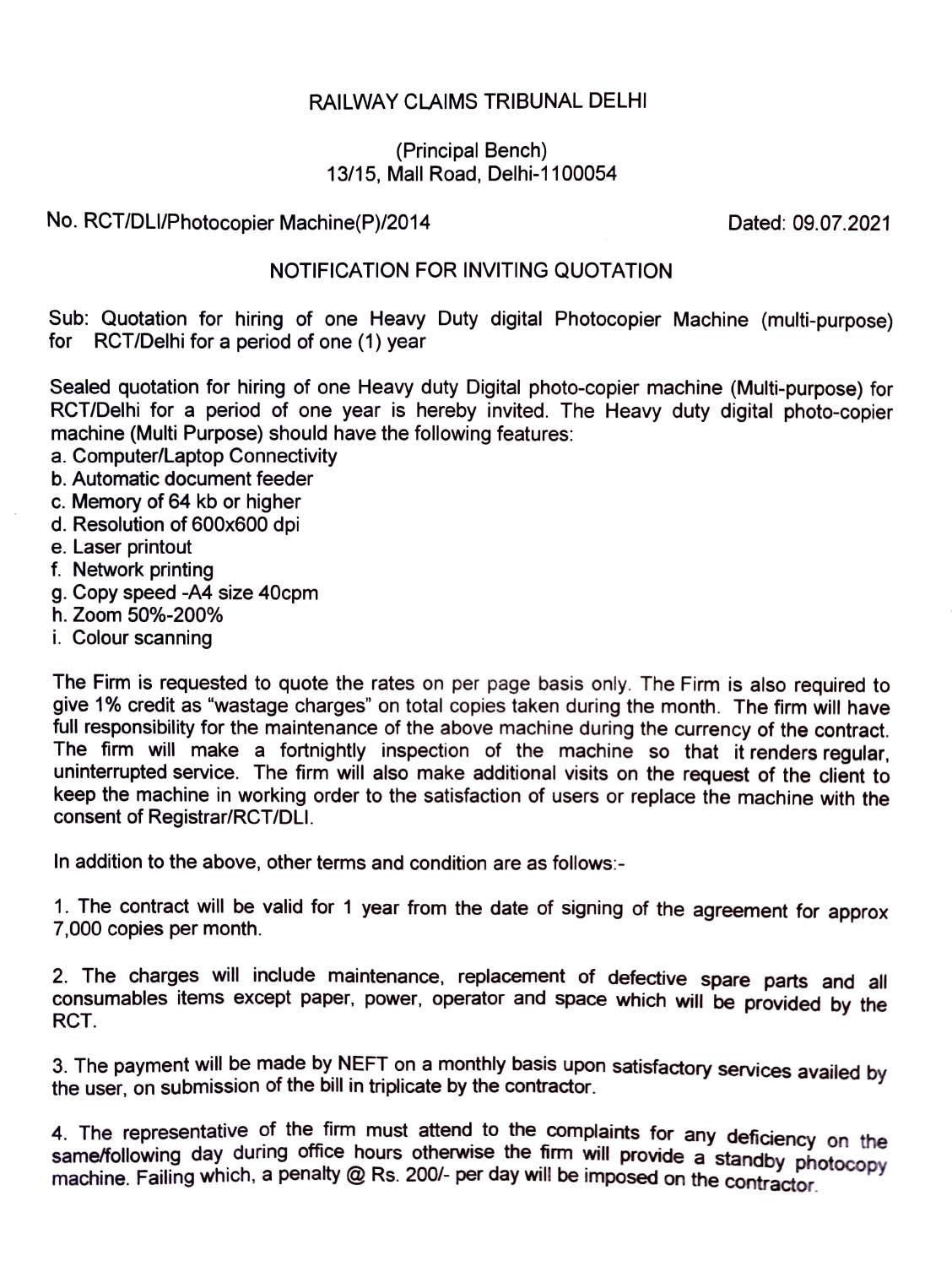# RAILWAY CLAIMS TRIBUNAL DELHI

(Principal Bench)
13/15, Mall Road, Delhi-1100054

No. RCT/DLI/Photocopier Machine(P)/2014 Dated: 09.07.2021

## NOTIFICATION FOR INVITING QUOTATION

Sub: Quotation for hiring of one Heavy Duty digital Photocopier Machine (multi-purpose) for RCT/Delhi for a period of one (1) year

Sealed quotation for hiring of one Heavy duty Digital photo-copier machine (Multi-purpose) for RCT/Delhi for a period of one year is hereby invited. The Heavy duty digital photo-copier machine (Multi Purpose) should have the following features:

a. Computer/Laptop Connectivity
b. Automatic document feeder
c. Memory of 64 kb or higher
d. Resolution of 600x600 dpi
e. Laser printout
f. Network printing
g. Copy speed -A4 size 40cpm
h. Zoom 50%-200%
i. Colour scanning

The Firm is requested to quote the rates on per page basis only. The Firm is also required to give 1% credit as "wastage charges" on total copies taken during the month. The firm will have full responsibility for the maintenance of the above machine during the currency of the contract. The firm will make a fortnightly inspection of the machine so that it renders regular, uninterrupted service. The firm will also make additional visits on the request of the client to keep the machine in working order to the satisfaction of users or replace the machine with the consent of Registrar/RCT/DLI.

In addition to the above, other terms and condition are as follows:-

1. The contract will be valid for 1 year from the date of signing of the agreement for approx 7,000 copies per month.

2. The charges will include maintenance, replacement of defective spare parts and all consumables items except paper, power, operator and space which will be provided by the RCT.

3. The payment will be made by NEFT on a monthly basis upon satisfactory services availed by the user, on submission of the bill in triplicate by the contractor.

4. The representative of the firm must attend to the complaints for any deficiency on the same/following day during office hours otherwise the firm will provide a standby photocopy machine. Failing which, a penalty @ Rs. 200/- per day will be imposed on the contractor.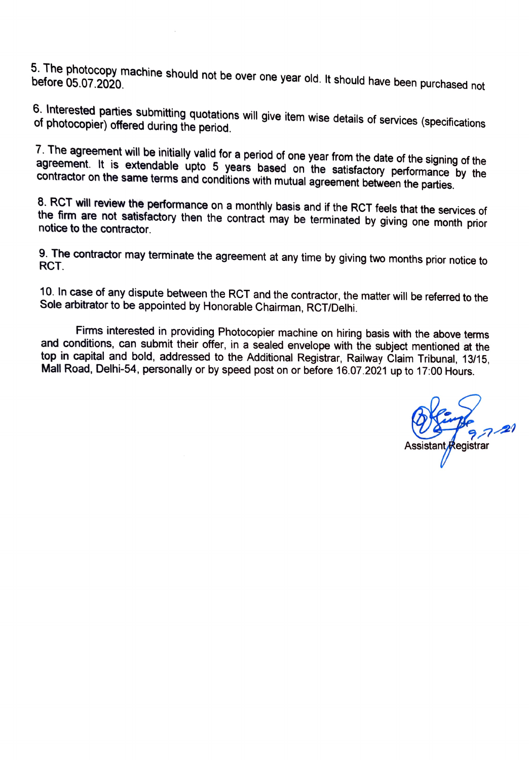5. The photocopy machine should not be over one year old. It should have been purchased not before 05.07.2020.

6. Interested parties submitting quotations will give item wise details of services (specifications of photocopier) offered during the period.

7. The agreement will be initially valid for a period of one year from the date of the signing of the agreement. It is extendable upto 5 years based on the satisfactory performance by the contractor on the same terms and conditions with mutual agreement between the parties.

8. RCT will review the performance on a monthly basis and if the RCT feels that the services of the firm are not satisfactory then the contract may be terminated by giving one month prior notice to the contractor.

9. The contractor may terminate the agreement at any time by giving two months prior notice to RCT.

10. In case of any dispute between the RCT and the contractor, the matter will be referred to the Sole arbitrator to be appointed by Honorable Chairman, RCT/Delhi.

Firms interested in providing Photocopier machine on hiring basis with the above terms and conditions, can submit their offer, in a sealed envelope with the subject mentioned at the top in capital and bold, addressed to the Additional Registrar, Railway Claim Tribunal, 13/15, Mall Road, Delhi-54, personally or by speed post on or before 16.07.2021 up to 17:00 Hours.

9-7-21

Assistant Registrar